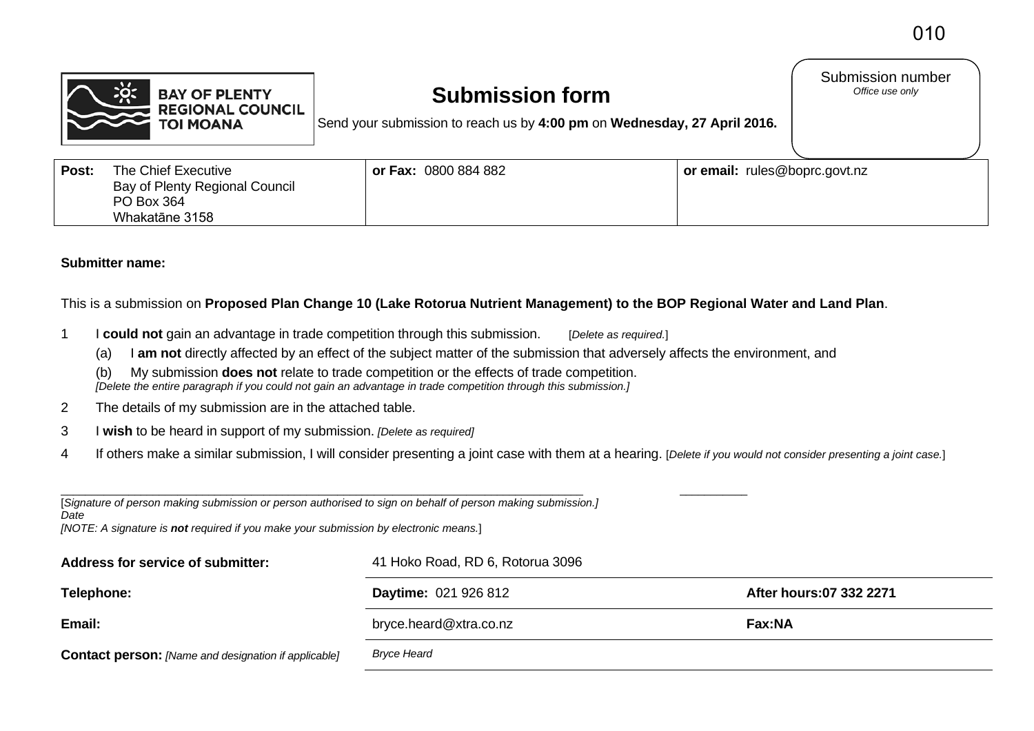010

BAY OF PLENTY REGIONAL COUNCIL
TOI MOANA

# Submission form

Send your submission to reach us by **4:00 pm** on **Wednesday, 27 April 2016.**

Submission number
*Office use only*

| **Post:** The Chief Executive<br>Bay of Plenty Regional Council<br>PO Box 364<br>Whakatāne 3158 | **or Fax:** 0800 884 882 | **or email:** rules@boprc.govt.nz |
|---|---|---|

**Submitter name:**

This is a submission on **Proposed Plan Change 10 (Lake Rotorua Nutrient Management) to the BOP Regional Water and Land Plan**.

1 I **could not** gain an advantage in trade competition through this submission. [*Delete as required.*]

   (a) I **am not** directly affected by an effect of the subject matter of the submission that adversely affects the environment, and

   (b) My submission **does not** relate to trade competition or the effects of trade competition.
   *[Delete the entire paragraph if you could not gain an advantage in trade competition through this submission.]*

2 The details of my submission are in the attached table.

3 I **wish** to be heard in support of my submission. *[Delete as required]*

4 If others make a similar submission, I will consider presenting a joint case with them at a hearing. [*Delete if you would not consider presenting a joint case.*]

_______________________________________________ _________

[*Signature of person making submission or person authorised to sign on behalf of person making submission.]*
*Date*
*[NOTE: A signature is **not** required if you make your submission by electronic means.*]

| | | |
|---|---|---|
| **Address for service of submitter:** | 41 Hoko Road, RD 6, Rotorua 3096 | |
| **Telephone:** | **Daytime:** 021 926 812 | **After hours:07 332 2271** |
| **Email:** | bryce.heard@xtra.co.nz | **Fax:NA** |
| **Contact person:** *[Name and designation if applicable]* | *Bryce Heard* | |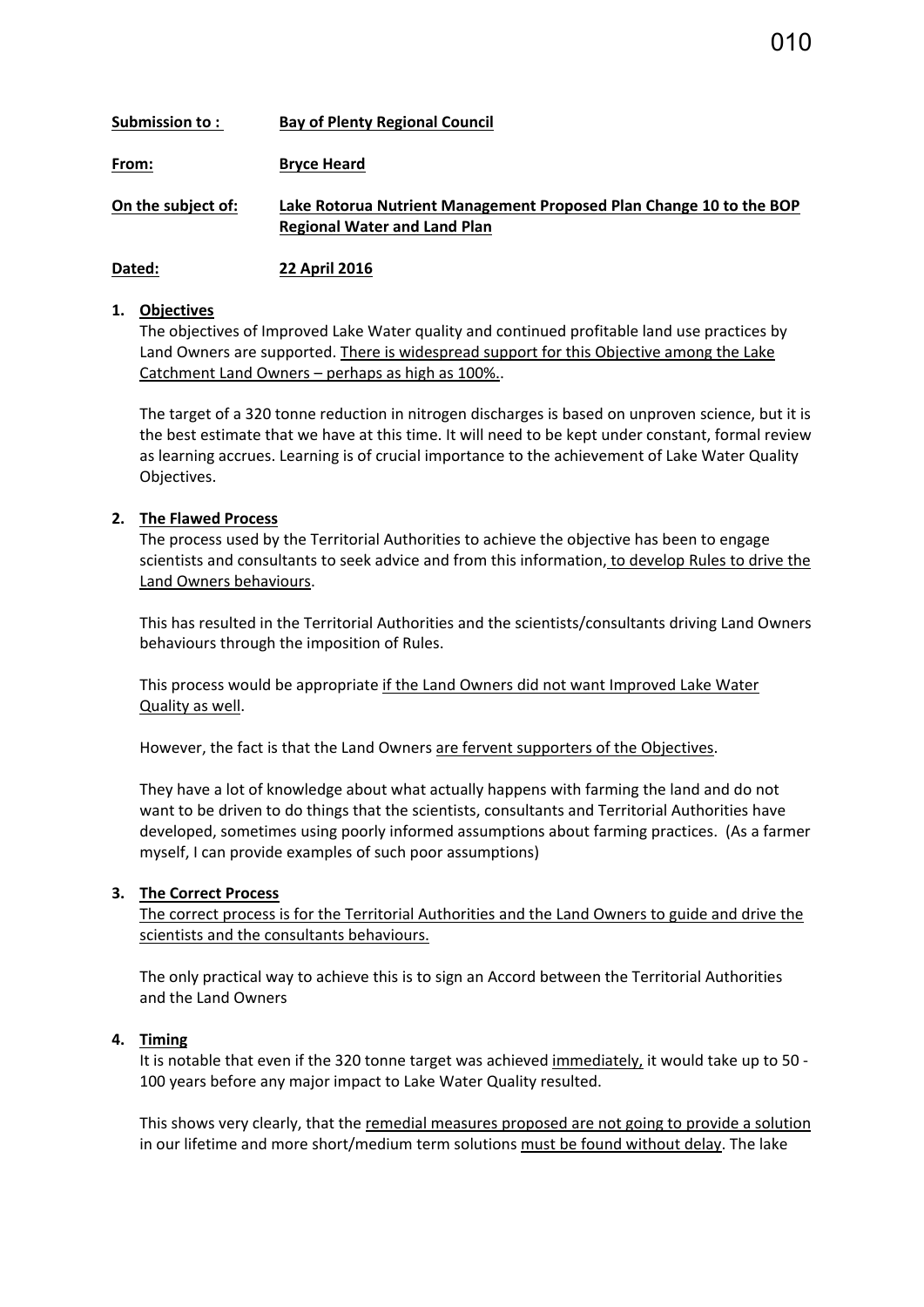**Submission to :** **Bay of Plenty Regional Council**

**From:** **Bryce Heard**

**On the subject of:** **Lake Rotorua Nutrient Management Proposed Plan Change 10 to the BOP Regional Water and Land Plan**

**Dated:** **22 April 2016**

1. **Objectives**

   The objectives of Improved Lake Water quality and continued profitable land use practices by Land Owners are supported. There is widespread support for this Objective among the Lake Catchment Land Owners – perhaps as high as 100%..

   The target of a 320 tonne reduction in nitrogen discharges is based on unproven science, but it is the best estimate that we have at this time. It will need to be kept under constant, formal review as learning accrues. Learning is of crucial importance to the achievement of Lake Water Quality Objectives.

2. **The Flawed Process**

   The process used by the Territorial Authorities to achieve the objective has been to engage scientists and consultants to seek advice and from this information, to develop Rules to drive the Land Owners behaviours.

   This has resulted in the Territorial Authorities and the scientists/consultants driving Land Owners behaviours through the imposition of Rules.

   This process would be appropriate if the Land Owners did not want Improved Lake Water Quality as well.

   However, the fact is that the Land Owners are fervent supporters of the Objectives.

   They have a lot of knowledge about what actually happens with farming the land and do not want to be driven to do things that the scientists, consultants and Territorial Authorities have developed, sometimes using poorly informed assumptions about farming practices. (As a farmer myself, I can provide examples of such poor assumptions)

3. **The Correct Process**

   The correct process is for the Territorial Authorities and the Land Owners to guide and drive the scientists and the consultants behaviours.

   The only practical way to achieve this is to sign an Accord between the Territorial Authorities and the Land Owners

4. **Timing**

   It is notable that even if the 320 tonne target was achieved immediately, it would take up to 50 - 100 years before any major impact to Lake Water Quality resulted.

   This shows very clearly, that the remedial measures proposed are not going to provide a solution in our lifetime and more short/medium term solutions must be found without delay. The lake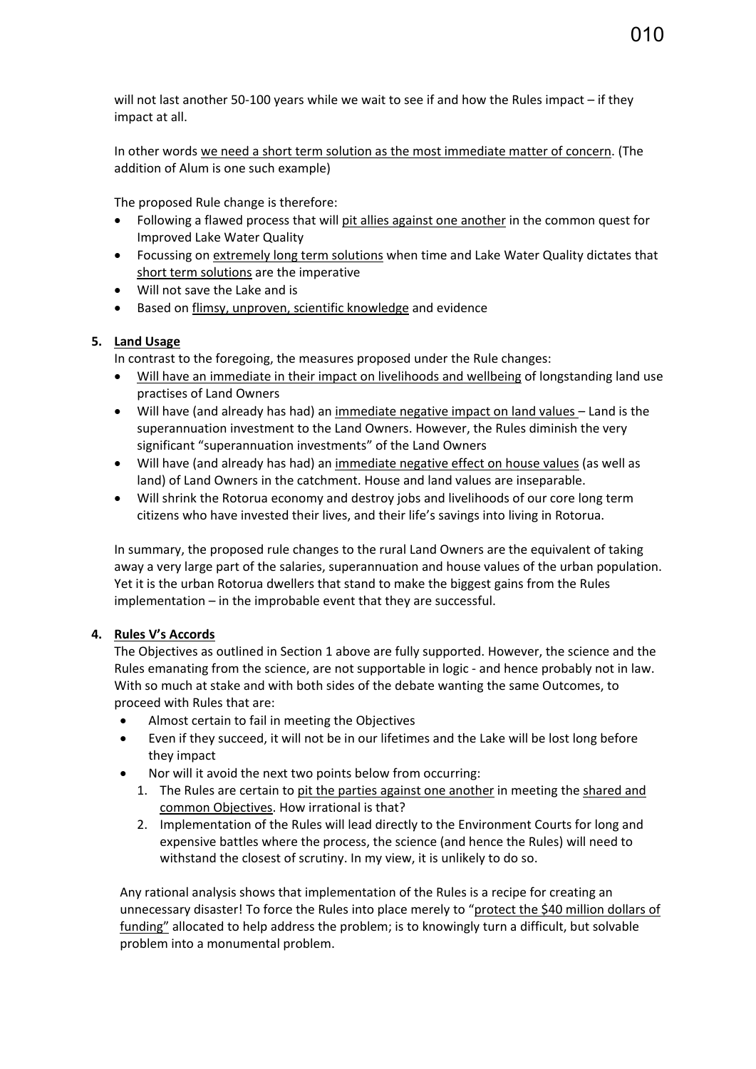will not last another 50-100 years while we wait to see if and how the Rules impact – if they impact at all.

In other words <u>we need a short term solution as the most immediate matter of concern</u>. (The addition of Alum is one such example)

The proposed Rule change is therefore:

- Following a flawed process that will <u>pit allies against one another</u> in the common quest for Improved Lake Water Quality
- Focussing on <u>extremely long term solutions</u> when time and Lake Water Quality dictates that <u>short term solutions</u> are the imperative
- Will not save the Lake and is
- Based on <u>flimsy, unproven, scientific knowledge</u> and evidence

**5. <u>Land Usage</u>**

In contrast to the foregoing, the measures proposed under the Rule changes:

- <u>Will have an immediate in their impact on livelihoods and wellbeing</u> of longstanding land use practises of Land Owners
- Will have (and already has had) an <u>immediate negative impact on land values</u> – Land is the superannuation investment to the Land Owners. However, the Rules diminish the very significant "superannuation investments" of the Land Owners
- Will have (and already has had) an <u>immediate negative effect on house values</u> (as well as land) of Land Owners in the catchment. House and land values are inseparable.
- Will shrink the Rotorua economy and destroy jobs and livelihoods of our core long term citizens who have invested their lives, and their life's savings into living in Rotorua.

In summary, the proposed rule changes to the rural Land Owners are the equivalent of taking away a very large part of the salaries, superannuation and house values of the urban population. Yet it is the urban Rotorua dwellers that stand to make the biggest gains from the Rules implementation – in the improbable event that they are successful.

**4. <u>Rules V's Accords</u>**

The Objectives as outlined in Section 1 above are fully supported. However, the science and the Rules emanating from the science, are not supportable in logic - and hence probably not in law. With so much at stake and with both sides of the debate wanting the same Outcomes, to proceed with Rules that are:

- Almost certain to fail in meeting the Objectives
- Even if they succeed, it will not be in our lifetimes and the Lake will be lost long before they impact
- Nor will it avoid the next two points below from occurring:
    1. The Rules are certain to <u>pit the parties against one another</u> in meeting the <u>shared and common Objectives</u>. How irrational is that?
    2. Implementation of the Rules will lead directly to the Environment Courts for long and expensive battles where the process, the science (and hence the Rules) will need to withstand the closest of scrutiny. In my view, it is unlikely to do so.

Any rational analysis shows that implementation of the Rules is a recipe for creating an unnecessary disaster! To force the Rules into place merely to "<u>protect the $40 million dollars of funding</u>" allocated to help address the problem; is to knowingly turn a difficult, but solvable problem into a monumental problem.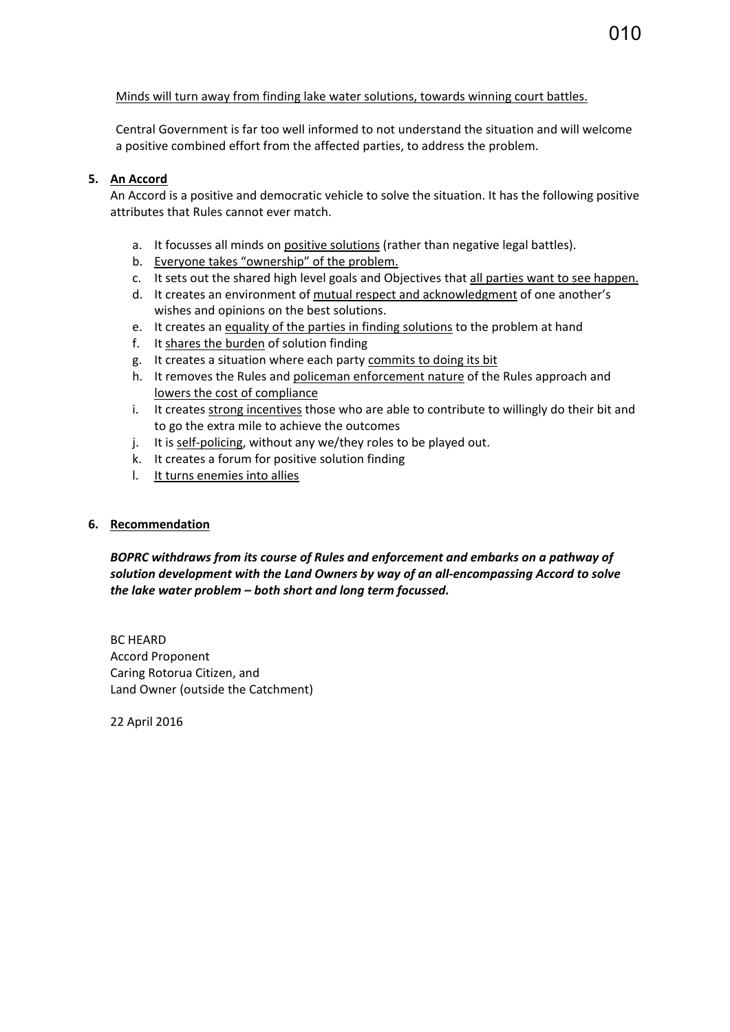Minds will turn away from finding lake water solutions, towards winning court battles.

Central Government is far too well informed to not understand the situation and will welcome a positive combined effort from the affected parties, to address the problem.

**5. An Accord**

An Accord is a positive and democratic vehicle to solve the situation. It has the following positive attributes that Rules cannot ever match.

a. It focusses all minds on positive solutions (rather than negative legal battles).
b. Everyone takes "ownership" of the problem.
c. It sets out the shared high level goals and Objectives that all parties want to see happen.
d. It creates an environment of mutual respect and acknowledgment of one another's wishes and opinions on the best solutions.
e. It creates an equality of the parties in finding solutions to the problem at hand
f. It shares the burden of solution finding
g. It creates a situation where each party commits to doing its bit
h. It removes the Rules and policeman enforcement nature of the Rules approach and lowers the cost of compliance
i. It creates strong incentives those who are able to contribute to willingly do their bit and to go the extra mile to achieve the outcomes
j. It is self-policing, without any we/they roles to be played out.
k. It creates a forum for positive solution finding
l. It turns enemies into allies

**6. Recommendation**

***BOPRC withdraws from its course of Rules and enforcement and embarks on a pathway of solution development with the Land Owners by way of an all-encompassing Accord to solve the lake water problem – both short and long term focussed.***

BC HEARD
Accord Proponent
Caring Rotorua Citizen, and
Land Owner (outside the Catchment)

22 April 2016